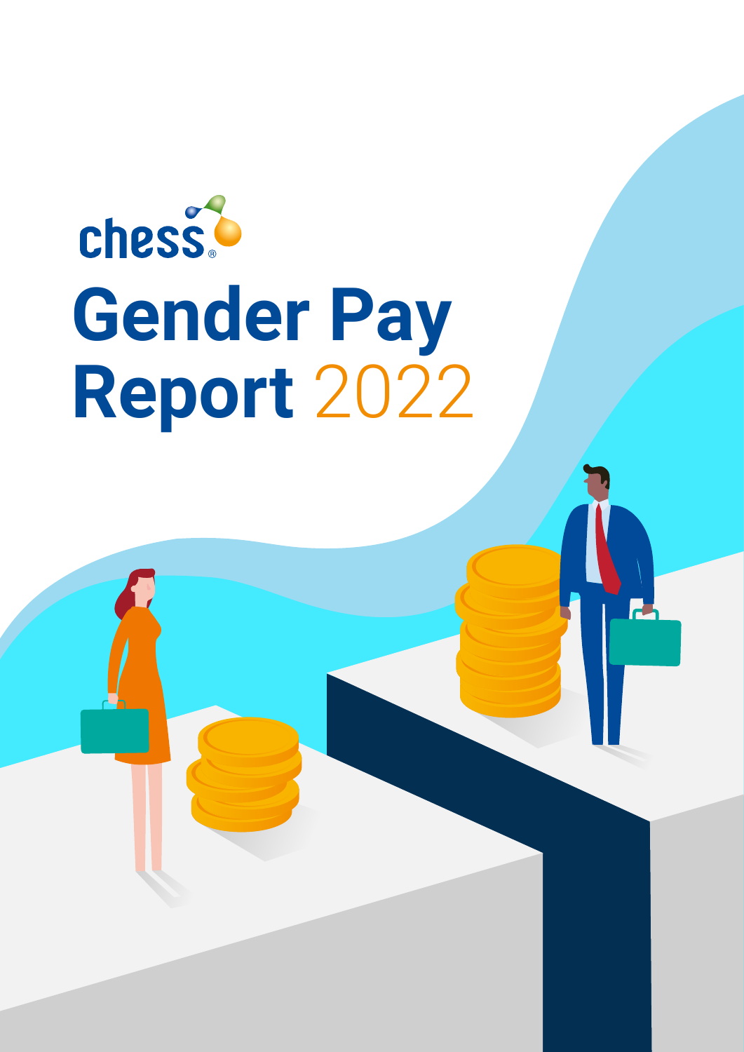chess

# Gender Pay Report 2022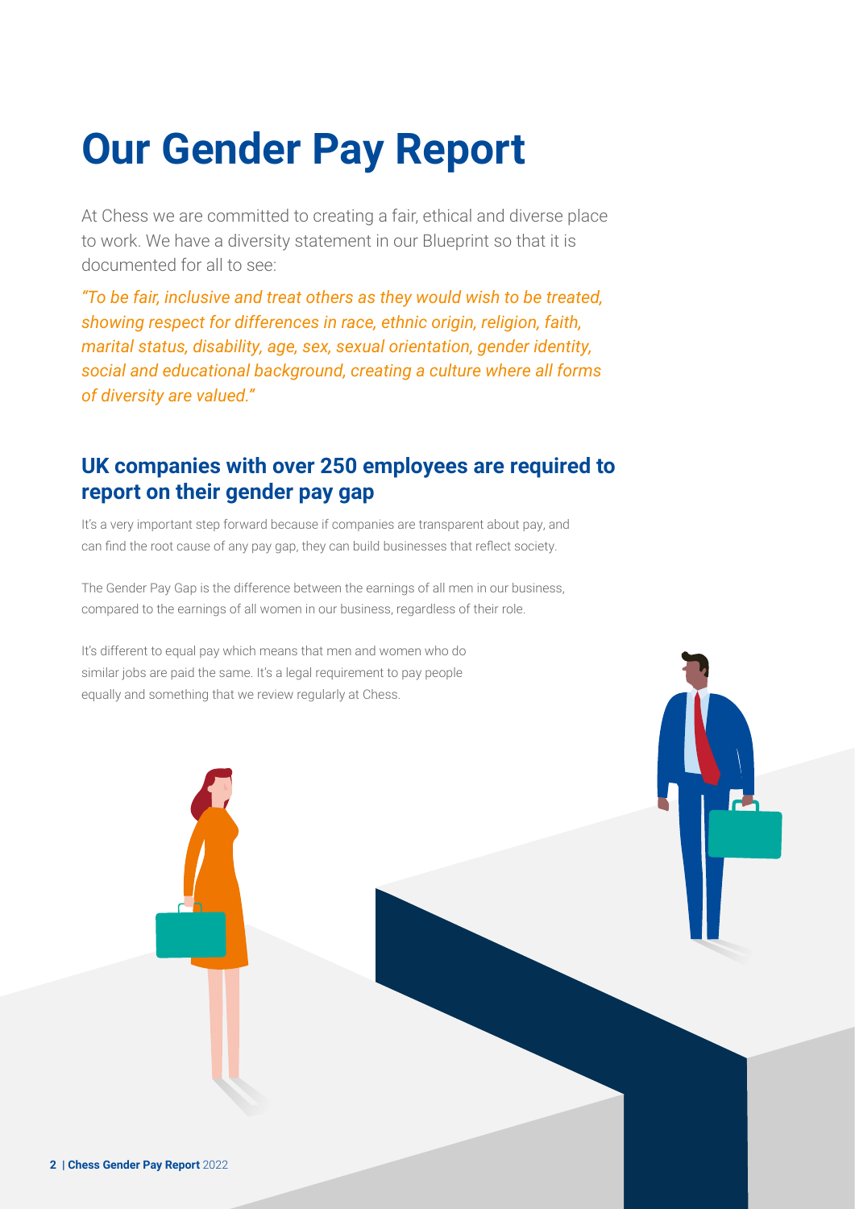# Our Gender Pay Report

At Chess we are committed to creating a fair, ethical and diverse place to work. We have a diversity statement in our Blueprint so that it is documented for all to see:

*"To be fair, inclusive and treat others as they would wish to be treated, showing respect for differences in race, ethnic origin, religion, faith, marital status, disability, age, sex, sexual orientation, gender identity, social and educational background, creating a culture where all forms of diversity are valued."*

## UK companies with over 250 employees are required to report on their gender pay gap

It's a very important step forward because if companies are transparent about pay, and can find the root cause of any pay gap, they can build businesses that reflect society.

The Gender Pay Gap is the difference between the earnings of all men in our business, compared to the earnings of all women in our business, regardless of their role.

It's different to equal pay which means that men and women who do similar jobs are paid the same. It's a legal requirement to pay people equally and something that we review regularly at Chess.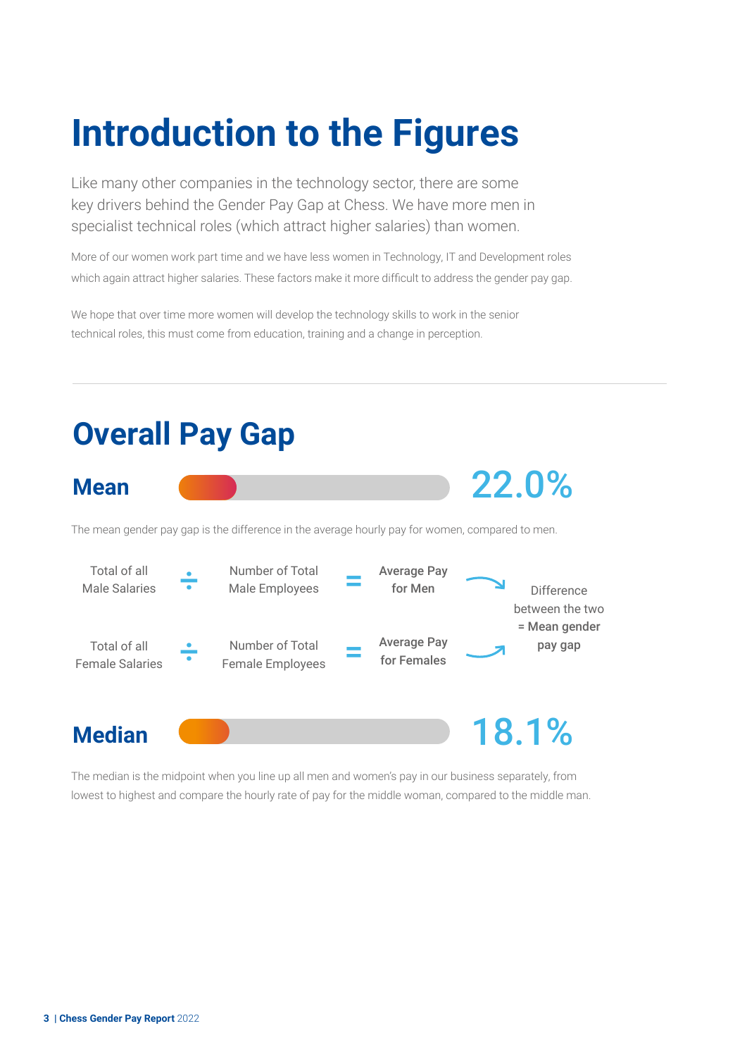# Introduction to the Figures

Like many other companies in the technology sector, there are some key drivers behind the Gender Pay Gap at Chess. We have more men in specialist technical roles (which attract higher salaries) than women.

More of our women work part time and we have less women in Technology, IT and Development roles which again attract higher salaries. These factors make it more difficult to address the gender pay gap.

We hope that over time more women will develop the technology skills to work in the senior technical roles, this must come from education, training and a change in perception.

---

# Overall Pay Gap

## Mean

**22.0%**

The mean gender pay gap is the difference in the average hourly pay for women, compared to men.

Total of all Male Salaries ÷ Number of Total Male Employees = **Average Pay for Men**

Total of all Female Salaries ÷ Number of Total Female Employees = **Average Pay for Females**

Difference between the two **= Mean gender pay gap**

## Median

**18.1%**

The median is the midpoint when you line up all men and women's pay in our business separately, from lowest to highest and compare the hourly rate of pay for the middle woman, compared to the middle man.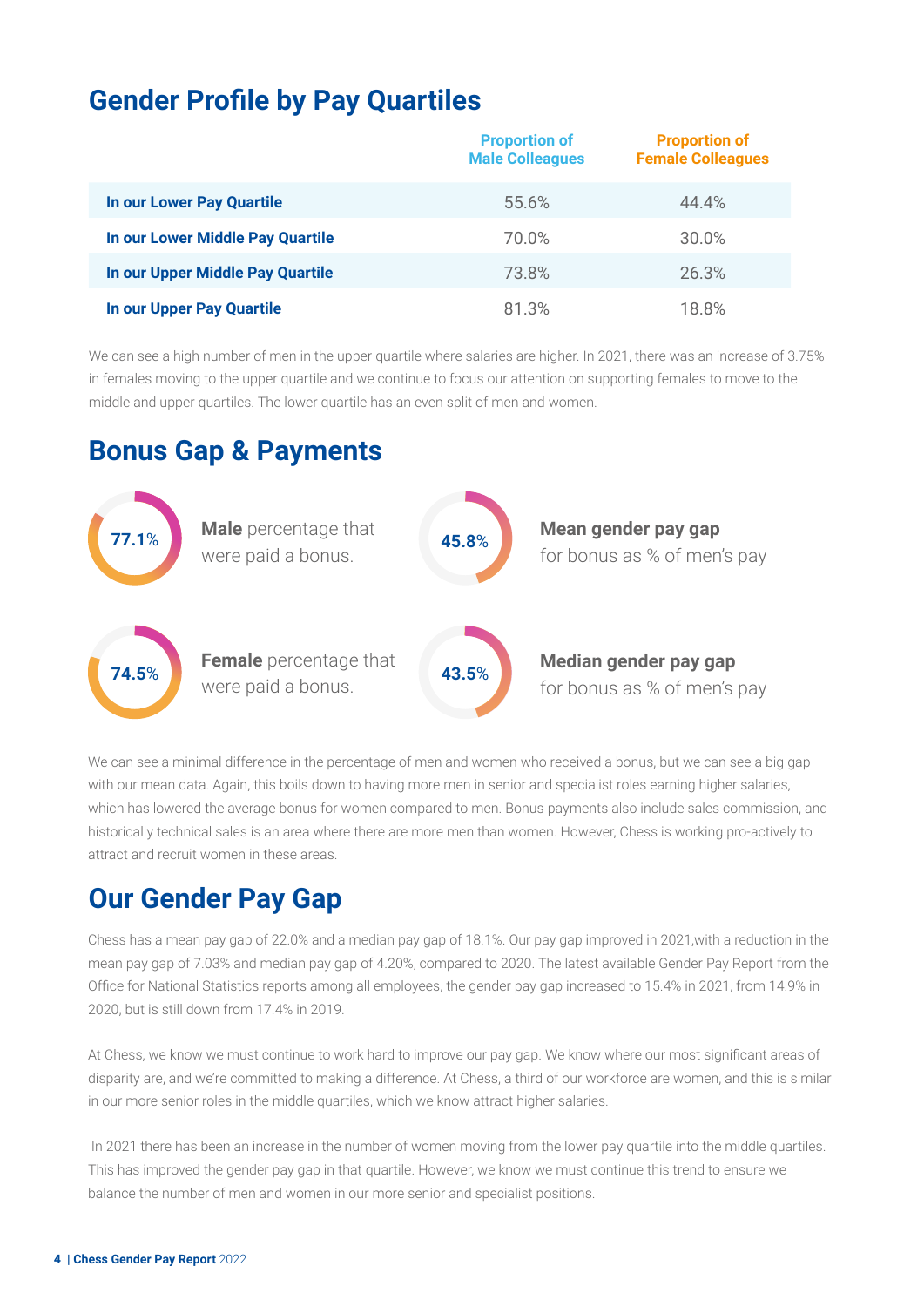## Gender Profile by Pay Quartiles

| | Proportion of Male Colleagues | Proportion of Female Colleagues |
|---|---|---|
| **In our Lower Pay Quartile** | 55.6% | 44.4% |
| **In our Lower Middle Pay Quartile** | 70.0% | 30.0% |
| **In our Upper Middle Pay Quartile** | 73.8% | 26.3% |
| **In our Upper Pay Quartile** | 81.3% | 18.8% |

We can see a high number of men in the upper quartile where salaries are higher. In 2021, there was an increase of 3.75% in females moving to the upper quartile and we continue to focus our attention on supporting females to move to the middle and upper quartiles. The lower quartile has an even split of men and women.

## Bonus Gap & Payments

**77.1%** — **Male** percentage that were paid a bonus.

**45.8%** — **Mean gender pay gap** for bonus as % of men's pay

**74.5%** — **Female** percentage that were paid a bonus.

**43.5%** — **Median gender pay gap** for bonus as % of men's pay

We can see a minimal difference in the percentage of men and women who received a bonus, but we can see a big gap with our mean data. Again, this boils down to having more men in senior and specialist roles earning higher salaries, which has lowered the average bonus for women compared to men. Bonus payments also include sales commission, and historically technical sales is an area where there are more men than women. However, Chess is working pro-actively to attract and recruit women in these areas.

## Our Gender Pay Gap

Chess has a mean pay gap of 22.0% and a median pay gap of 18.1%. Our pay gap improved in 2021,with a reduction in the mean pay gap of 7.03% and median pay gap of 4.20%, compared to 2020. The latest available Gender Pay Report from the Office for National Statistics reports among all employees, the gender pay gap increased to 15.4% in 2021, from 14.9% in 2020, but is still down from 17.4% in 2019.

At Chess, we know we must continue to work hard to improve our pay gap. We know where our most significant areas of disparity are, and we're committed to making a difference. At Chess, a third of our workforce are women, and this is similar in our more senior roles in the middle quartiles, which we know attract higher salaries.

In 2021 there has been an increase in the number of women moving from the lower pay quartile into the middle quartiles. This has improved the gender pay gap in that quartile. However, we know we must continue this trend to ensure we balance the number of men and women in our more senior and specialist positions.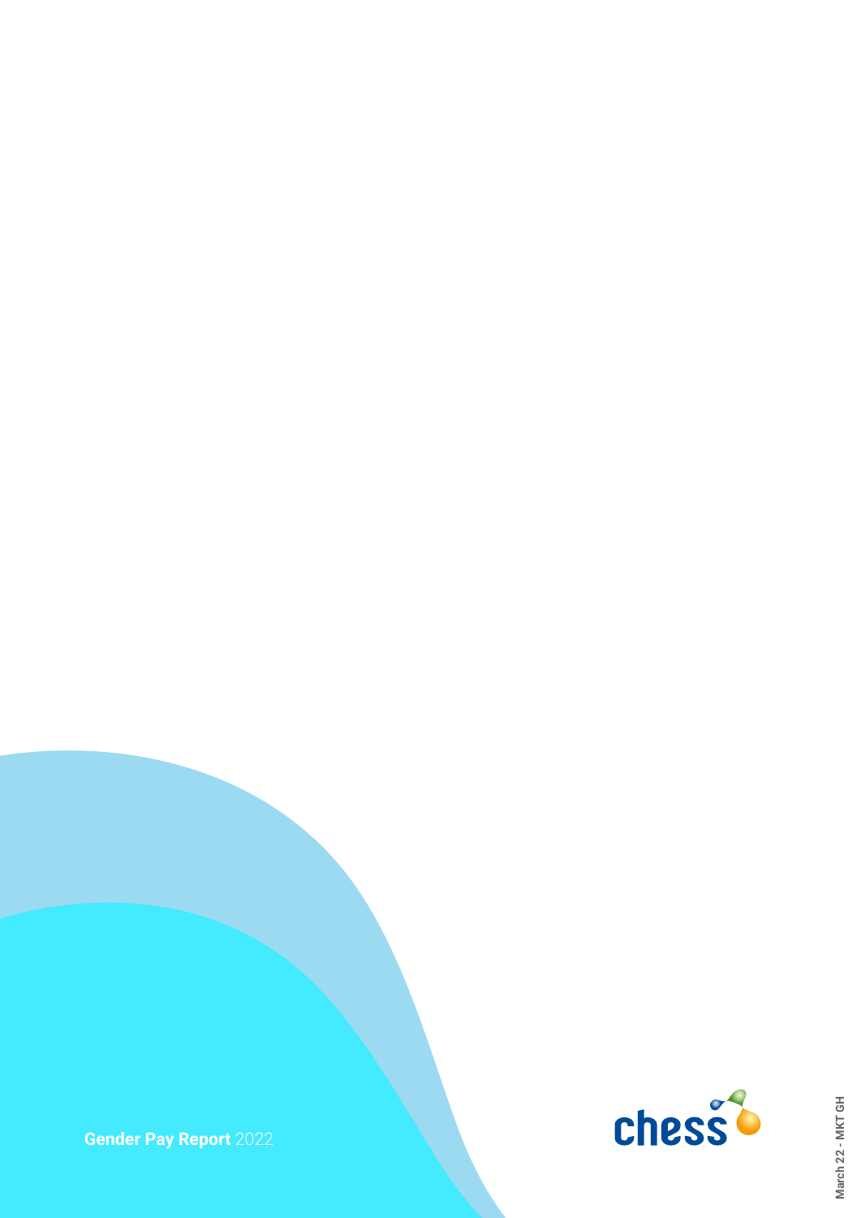**Gender Pay Report** 2022

chess

March 22 - MKT GH